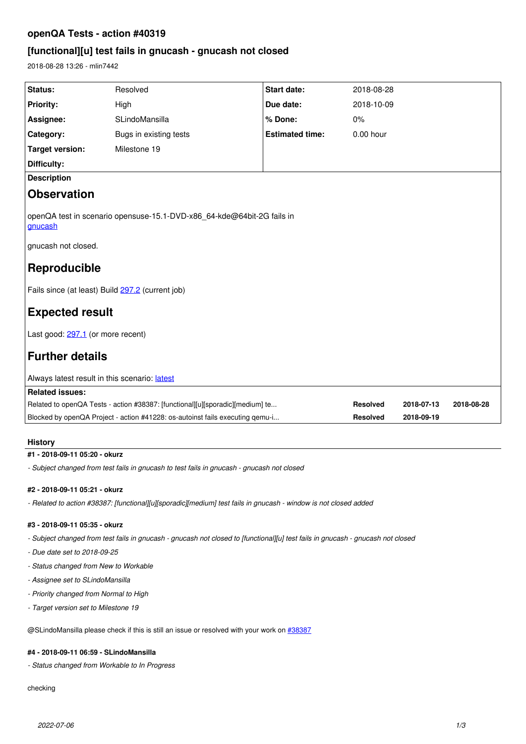## openQA Tests - action #40319

## [functional][u] test fails in gnucash - gnucash not closed

2018-08-28 13:26 - mlin7442

| | | | |
|---|---|---|---|
| **Status:** | Resolved | **Start date:** | 2018-08-28 |
| **Priority:** | High | **Due date:** | 2018-10-09 |
| **Assignee:** | SLindoMansilla | **% Done:** | 0% |
| **Category:** | Bugs in existing tests | **Estimated time:** | 0.00 hour |
| **Target version:** | Milestone 19 | | |
| **Difficulty:** | | | |

**Description**

# Observation

openQA test in scenario opensuse-15.1-DVD-x86_64-kde@64bit-2G fails in gnucash

gnucash not closed.

# Reproducible

Fails since (at least) Build 297.2 (current job)

# Expected result

Last good: 297.1 (or more recent)

# Further details

Always latest result in this scenario: latest

**Related issues:**

| | | | |
|---|---|---|---|
| Related to openQA Tests - action #38387: [functional][u][sporadic][medium] te... | **Resolved** | **2018-07-13** | **2018-08-28** |
| Blocked by openQA Project - action #41228: os-autoinst fails executing qemu-i... | **Resolved** | **2018-09-19** | |

### History

#### #1 - 2018-09-11 05:20 - okurz

*- Subject changed from test fails in gnucash to test fails in gnucash - gnucash not closed*

#### #2 - 2018-09-11 05:21 - okurz

*- Related to action #38387: [functional][u][sporadic][medium] test fails in gnucash - window is not closed added*

#### #3 - 2018-09-11 05:35 - okurz

*- Subject changed from test fails in gnucash - gnucash not closed to [functional][u] test fails in gnucash - gnucash not closed*

*- Due date set to 2018-09-25*

*- Status changed from New to Workable*

*- Assignee set to SLindoMansilla*

*- Priority changed from Normal to High*

*- Target version set to Milestone 19*

@SLindoMansilla please check if this is still an issue or resolved with your work on #38387

#### #4 - 2018-09-11 06:59 - SLindoMansilla

*- Status changed from Workable to In Progress*

checking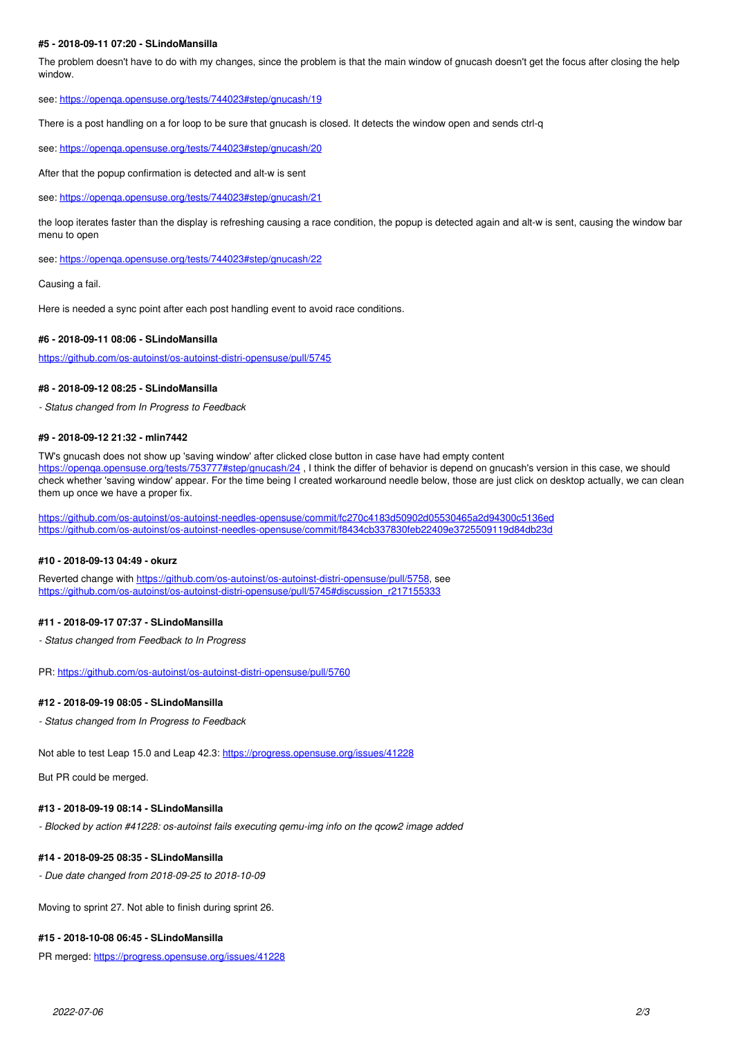#### #5 - 2018-09-11 07:20 - SLindoMansilla

The problem doesn't have to do with my changes, since the problem is that the main window of gnucash doesn't get the focus after closing the help window.

see: https://openqa.opensuse.org/tests/744023#step/gnucash/19

There is a post handling on a for loop to be sure that gnucash is closed. It detects the window open and sends ctrl-q

see: https://openqa.opensuse.org/tests/744023#step/gnucash/20

After that the popup confirmation is detected and alt-w is sent

see: https://openqa.opensuse.org/tests/744023#step/gnucash/21

the loop iterates faster than the display is refreshing causing a race condition, the popup is detected again and alt-w is sent, causing the window bar menu to open

see: https://openqa.opensuse.org/tests/744023#step/gnucash/22

Causing a fail.

Here is needed a sync point after each post handling event to avoid race conditions.

#### #6 - 2018-09-11 08:06 - SLindoMansilla

https://github.com/os-autoinst/os-autoinst-distri-opensuse/pull/5745

#### #8 - 2018-09-12 08:25 - SLindoMansilla

*- Status changed from In Progress to Feedback*

#### #9 - 2018-09-12 21:32 - mlin7442

TW's gnucash does not show up 'saving window' after clicked close button in case have had empty content https://openqa.opensuse.org/tests/753777#step/gnucash/24 , I think the differ of behavior is depend on gnucash's version in this case, we should check whether 'saving window' appear. For the time being I created workaround needle below, those are just click on desktop actually, we can clean them up once we have a proper fix.

https://github.com/os-autoinst/os-autoinst-needles-opensuse/commit/fc270c4183d50902d05530465a2d94300c5136ed
https://github.com/os-autoinst/os-autoinst-needles-opensuse/commit/f8434cb337830feb22409e3725509119d84db23d

#### #10 - 2018-09-13 04:49 - okurz

Reverted change with https://github.com/os-autoinst/os-autoinst-distri-opensuse/pull/5758, see https://github.com/os-autoinst/os-autoinst-distri-opensuse/pull/5745#discussion_r217155333

#### #11 - 2018-09-17 07:37 - SLindoMansilla

*- Status changed from Feedback to In Progress*

PR: https://github.com/os-autoinst/os-autoinst-distri-opensuse/pull/5760

#### #12 - 2018-09-19 08:05 - SLindoMansilla

*- Status changed from In Progress to Feedback*

Not able to test Leap 15.0 and Leap 42.3: https://progress.opensuse.org/issues/41228

But PR could be merged.

#### #13 - 2018-09-19 08:14 - SLindoMansilla

*- Blocked by action #41228: os-autoinst fails executing qemu-img info on the qcow2 image added*

#### #14 - 2018-09-25 08:35 - SLindoMansilla

*- Due date changed from 2018-09-25 to 2018-10-09*

Moving to sprint 27. Not able to finish during sprint 26.

#### #15 - 2018-10-08 06:45 - SLindoMansilla

PR merged: https://progress.opensuse.org/issues/41228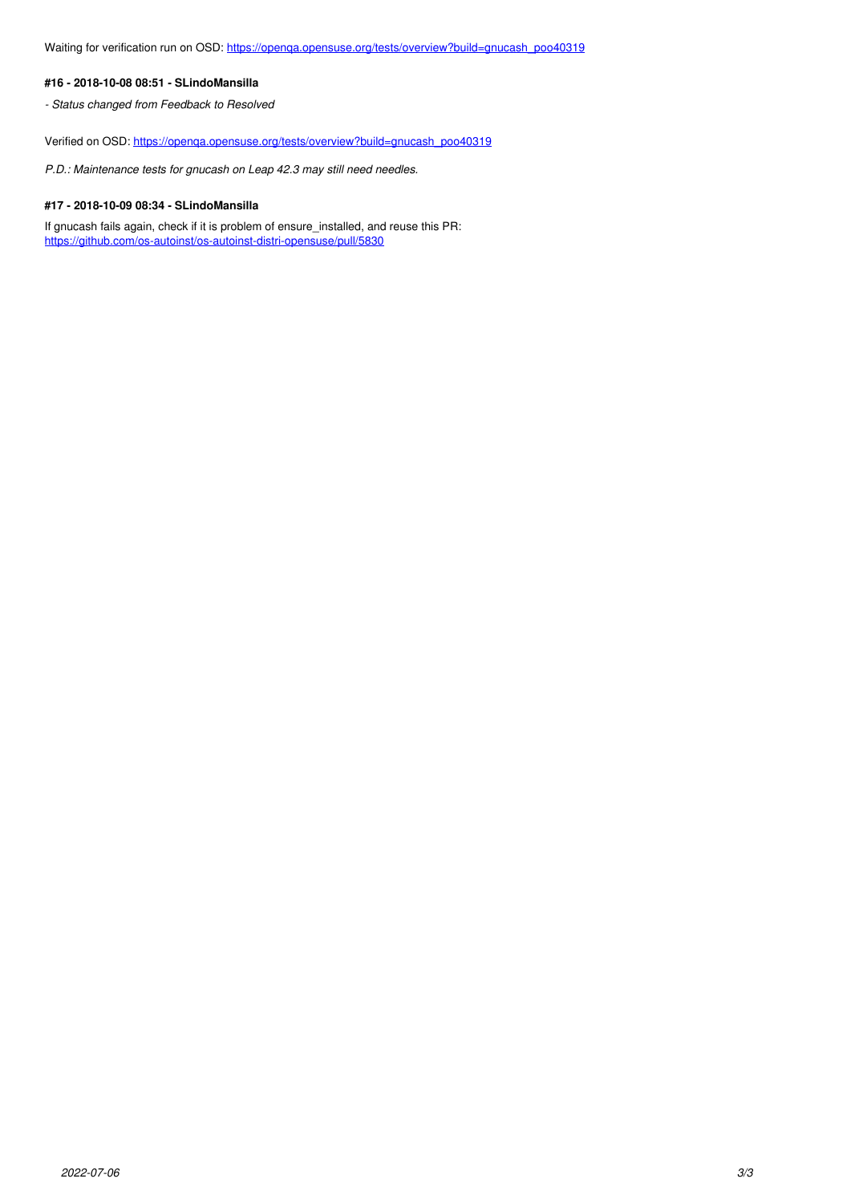Waiting for verification run on OSD: https://openqa.opensuse.org/tests/overview?build=gnucash_poo40319

#### #16 - 2018-10-08 08:51 - SLindoMansilla

*- Status changed from Feedback to Resolved*

Verified on OSD: https://openqa.opensuse.org/tests/overview?build=gnucash_poo40319

*P.D.: Maintenance tests for gnucash on Leap 42.3 may still need needles.*

#### #17 - 2018-10-09 08:34 - SLindoMansilla

If gnucash fails again, check if it is problem of ensure_installed, and reuse this PR:
https://github.com/os-autoinst/os-autoinst-distri-opensuse/pull/5830